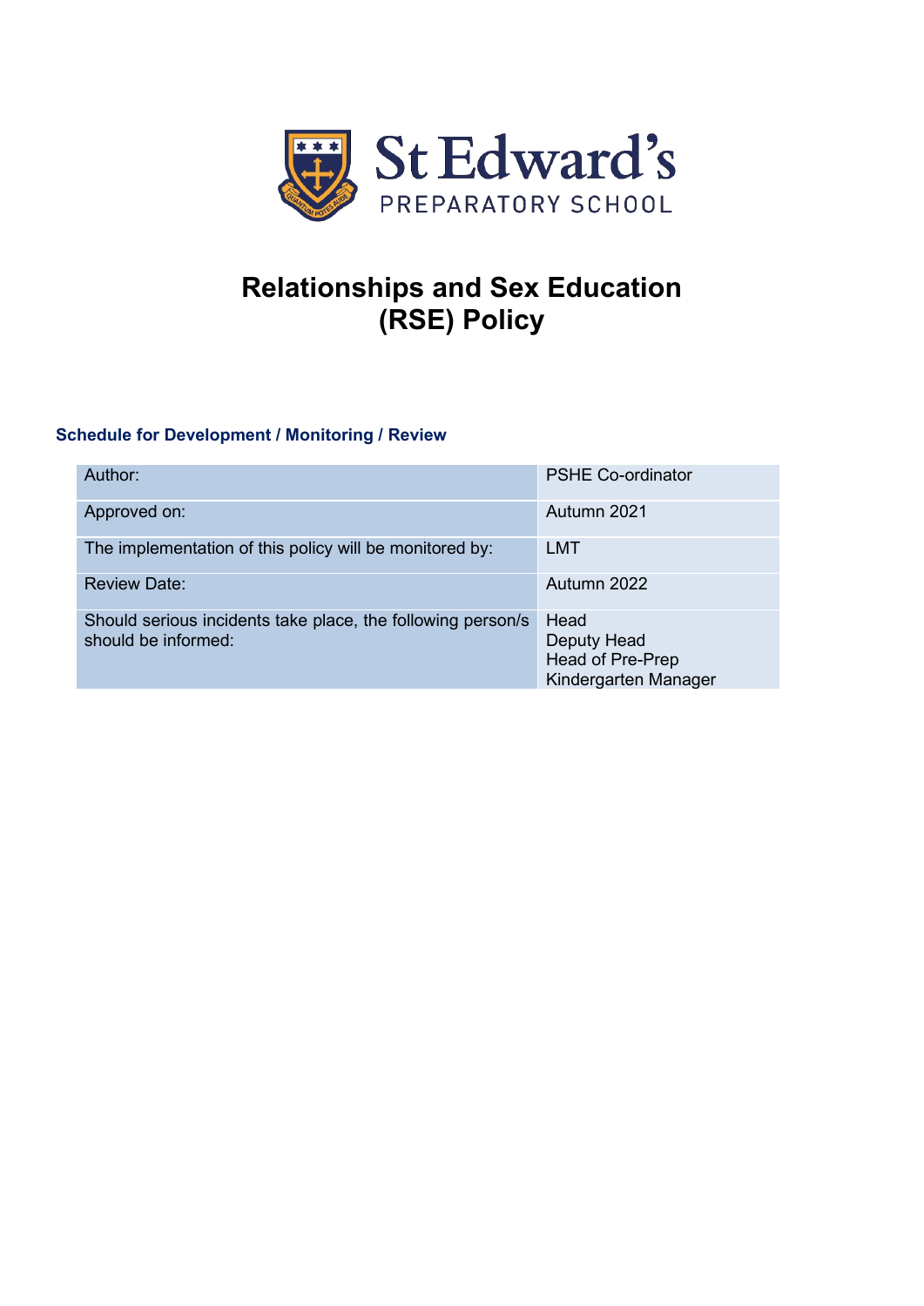St Edward's

PREPARATORY SCHOOL

# Relationships and Sex Education (RSE) Policy

### Schedule for Development / Monitoring / Review

| | |
|---|---|
| Author: | PSHE Co-ordinator |
| Approved on: | Autumn 2021 |
| The implementation of this policy will be monitored by: | LMT |
| Review Date: | Autumn 2022 |
| Should serious incidents take place, the following person/s should be informed: | Head<br>Deputy Head<br>Head of Pre-Prep<br>Kindergarten Manager |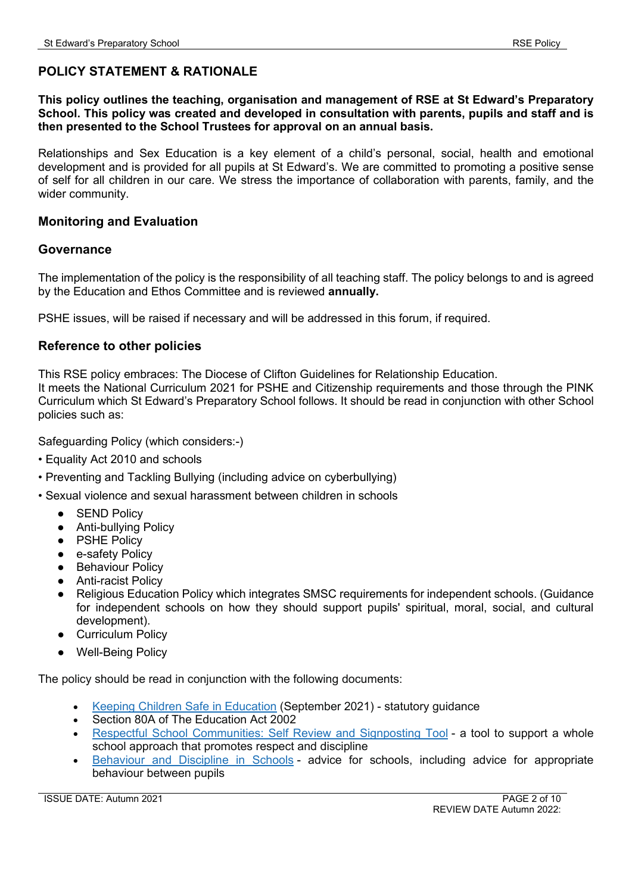## POLICY STATEMENT & RATIONALE

**This policy outlines the teaching, organisation and management of RSE at St Edward's Preparatory School. This policy was created and developed in consultation with parents, pupils and staff and is then presented to the School Trustees for approval on an annual basis.**

Relationships and Sex Education is a key element of a child's personal, social, health and emotional development and is provided for all pupils at St Edward's. We are committed to promoting a positive sense of self for all children in our care. We stress the importance of collaboration with parents, family, and the wider community.

### Monitoring and Evaluation

### Governance

The implementation of the policy is the responsibility of all teaching staff. The policy belongs to and is agreed by the Education and Ethos Committee and is reviewed **annually.**

PSHE issues, will be raised if necessary and will be addressed in this forum, if required.

### Reference to other policies

This RSE policy embraces: The Diocese of Clifton Guidelines for Relationship Education.
It meets the National Curriculum 2021 for PSHE and Citizenship requirements and those through the PINK Curriculum which St Edward's Preparatory School follows. It should be read in conjunction with other School policies such as:

Safeguarding Policy (which considers:-)

- Equality Act 2010 and schools
- Preventing and Tackling Bullying (including advice on cyberbullying)
- Sexual violence and sexual harassment between children in schools
  - SEND Policy
  - Anti-bullying Policy
  - PSHE Policy
  - e-safety Policy
  - Behaviour Policy
  - Anti-racist Policy
  - Religious Education Policy which integrates SMSC requirements for independent schools. (Guidance for independent schools on how they should support pupils' spiritual, moral, social, and cultural development).
  - Curriculum Policy
  - Well-Being Policy

The policy should be read in conjunction with the following documents:

- Keeping Children Safe in Education (September 2021) - statutory guidance
- Section 80A of The Education Act 2002
- Respectful School Communities: Self Review and Signposting Tool - a tool to support a whole school approach that promotes respect and discipline
- Behaviour and Discipline in Schools - advice for schools, including advice for appropriate behaviour between pupils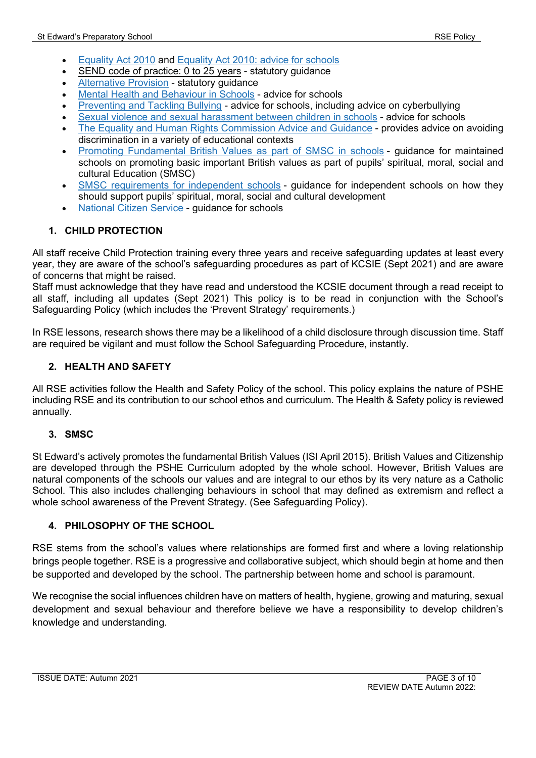- Equality Act 2010 and Equality Act 2010: advice for schools
- SEND code of practice: 0 to 25 years - statutory guidance
- Alternative Provision - statutory guidance
- Mental Health and Behaviour in Schools - advice for schools
- Preventing and Tackling Bullying - advice for schools, including advice on cyberbullying
- Sexual violence and sexual harassment between children in schools - advice for schools
- The Equality and Human Rights Commission Advice and Guidance - provides advice on avoiding discrimination in a variety of educational contexts
- Promoting Fundamental British Values as part of SMSC in schools - guidance for maintained schools on promoting basic important British values as part of pupils' spiritual, moral, social and cultural Education (SMSC)
- SMSC requirements for independent schools - guidance for independent schools on how they should support pupils' spiritual, moral, social and cultural development
- National Citizen Service - guidance for schools

## 1. CHILD PROTECTION

All staff receive Child Protection training every three years and receive safeguarding updates at least every year, they are aware of the school's safeguarding procedures as part of KCSIE (Sept 2021) and are aware of concerns that might be raised.
Staff must acknowledge that they have read and understood the KCSIE document through a read receipt to all staff, including all updates (Sept 2021) This policy is to be read in conjunction with the School's Safeguarding Policy (which includes the 'Prevent Strategy' requirements.)

In RSE lessons, research shows there may be a likelihood of a child disclosure through discussion time. Staff are required be vigilant and must follow the School Safeguarding Procedure, instantly.

## 2. HEALTH AND SAFETY

All RSE activities follow the Health and Safety Policy of the school. This policy explains the nature of PSHE including RSE and its contribution to our school ethos and curriculum. The Health & Safety policy is reviewed annually.

## 3. SMSC

St Edward's actively promotes the fundamental British Values (ISI April 2015). British Values and Citizenship are developed through the PSHE Curriculum adopted by the whole school. However, British Values are natural components of the schools our values and are integral to our ethos by its very nature as a Catholic School. This also includes challenging behaviours in school that may defined as extremism and reflect a whole school awareness of the Prevent Strategy. (See Safeguarding Policy).

## 4. PHILOSOPHY OF THE SCHOOL

RSE stems from the school's values where relationships are formed first and where a loving relationship brings people together. RSE is a progressive and collaborative subject, which should begin at home and then be supported and developed by the school. The partnership between home and school is paramount.

We recognise the social influences children have on matters of health, hygiene, growing and maturing, sexual development and sexual behaviour and therefore believe we have a responsibility to develop children's knowledge and understanding.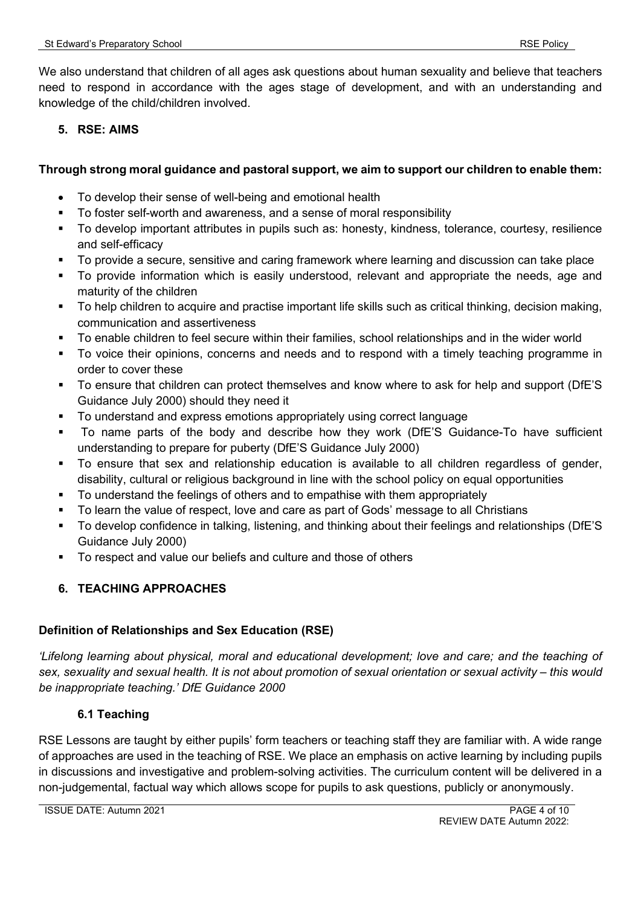We also understand that children of all ages ask questions about human sexuality and believe that teachers need to respond in accordance with the ages stage of development, and with an understanding and knowledge of the child/children involved.

## 5. RSE: AIMS

**Through strong moral guidance and pastoral support, we aim to support our children to enable them:**

- To develop their sense of well-being and emotional health
- To foster self-worth and awareness, and a sense of moral responsibility
- To develop important attributes in pupils such as: honesty, kindness, tolerance, courtesy, resilience and self-efficacy
- To provide a secure, sensitive and caring framework where learning and discussion can take place
- To provide information which is easily understood, relevant and appropriate the needs, age and maturity of the children
- To help children to acquire and practise important life skills such as critical thinking, decision making, communication and assertiveness
- To enable children to feel secure within their families, school relationships and in the wider world
- To voice their opinions, concerns and needs and to respond with a timely teaching programme in order to cover these
- To ensure that children can protect themselves and know where to ask for help and support (DfE'S Guidance July 2000) should they need it
- To understand and express emotions appropriately using correct language
- To name parts of the body and describe how they work (DfE'S Guidance-To have sufficient understanding to prepare for puberty (DfE'S Guidance July 2000)
- To ensure that sex and relationship education is available to all children regardless of gender, disability, cultural or religious background in line with the school policy on equal opportunities
- To understand the feelings of others and to empathise with them appropriately
- To learn the value of respect, love and care as part of Gods' message to all Christians
- To develop confidence in talking, listening, and thinking about their feelings and relationships (DfE'S Guidance July 2000)
- To respect and value our beliefs and culture and those of others

## 6. TEACHING APPROACHES

**Definition of Relationships and Sex Education (RSE)**

*'Lifelong learning about physical, moral and educational development; love and care; and the teaching of sex, sexuality and sexual health. It is not about promotion of sexual orientation or sexual activity – this would be inappropriate teaching.' DfE Guidance 2000*

### 6.1 Teaching

RSE Lessons are taught by either pupils' form teachers or teaching staff they are familiar with. A wide range of approaches are used in the teaching of RSE. We place an emphasis on active learning by including pupils in discussions and investigative and problem-solving activities. The curriculum content will be delivered in a non-judgemental, factual way which allows scope for pupils to ask questions, publicly or anonymously.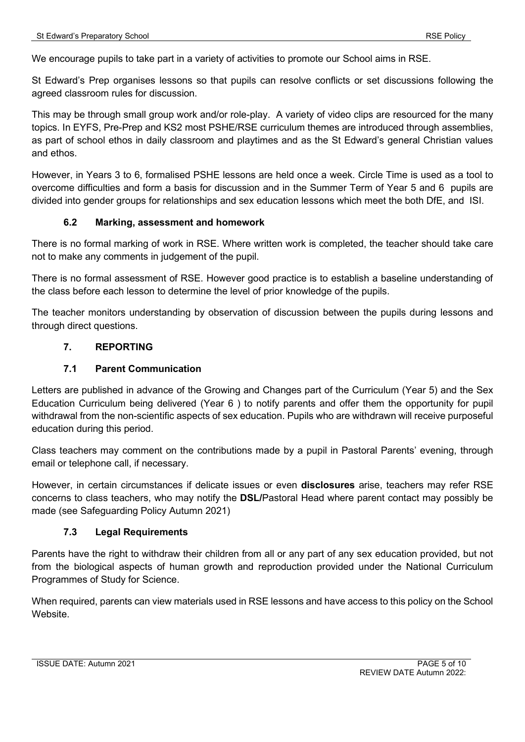We encourage pupils to take part in a variety of activities to promote our School aims in RSE.

St Edward's Prep organises lessons so that pupils can resolve conflicts or set discussions following the agreed classroom rules for discussion.

This may be through small group work and/or role-play. A variety of video clips are resourced for the many topics. In EYFS, Pre-Prep and KS2 most PSHE/RSE curriculum themes are introduced through assemblies, as part of school ethos in daily classroom and playtimes and as the St Edward's general Christian values and ethos.

However, in Years 3 to 6, formalised PSHE lessons are held once a week. Circle Time is used as a tool to overcome difficulties and form a basis for discussion and in the Summer Term of Year 5 and 6 pupils are divided into gender groups for relationships and sex education lessons which meet the both DfE, and ISI.

### 6.2 Marking, assessment and homework

There is no formal marking of work in RSE. Where written work is completed, the teacher should take care not to make any comments in judgement of the pupil.

There is no formal assessment of RSE. However good practice is to establish a baseline understanding of the class before each lesson to determine the level of prior knowledge of the pupils.

The teacher monitors understanding by observation of discussion between the pupils during lessons and through direct questions.

## 7. REPORTING

### 7.1 Parent Communication

Letters are published in advance of the Growing and Changes part of the Curriculum (Year 5) and the Sex Education Curriculum being delivered (Year 6 ) to notify parents and offer them the opportunity for pupil withdrawal from the non-scientific aspects of sex education. Pupils who are withdrawn will receive purposeful education during this period.

Class teachers may comment on the contributions made by a pupil in Pastoral Parents' evening, through email or telephone call, if necessary.

However, in certain circumstances if delicate issues or even **disclosures** arise, teachers may refer RSE concerns to class teachers, who may notify the **DSL/**Pastoral Head where parent contact may possibly be made (see Safeguarding Policy Autumn 2021)

### 7.3 Legal Requirements

Parents have the right to withdraw their children from all or any part of any sex education provided, but not from the biological aspects of human growth and reproduction provided under the National Curriculum Programmes of Study for Science.

When required, parents can view materials used in RSE lessons and have access to this policy on the School Website.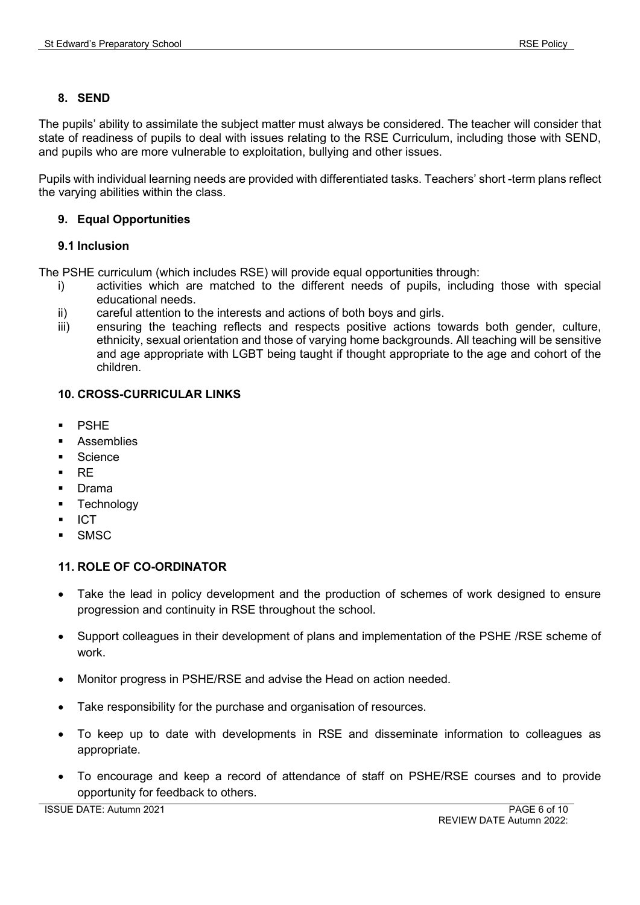## 8. SEND

The pupils' ability to assimilate the subject matter must always be considered. The teacher will consider that state of readiness of pupils to deal with issues relating to the RSE Curriculum, including those with SEND, and pupils who are more vulnerable to exploitation, bullying and other issues.

Pupils with individual learning needs are provided with differentiated tasks. Teachers' short -term plans reflect the varying abilities within the class.

## 9. Equal Opportunities

### 9.1 Inclusion

The PSHE curriculum (which includes RSE) will provide equal opportunities through:

i) activities which are matched to the different needs of pupils, including those with special educational needs.

ii) careful attention to the interests and actions of both boys and girls.

iii) ensuring the teaching reflects and respects positive actions towards both gender, culture, ethnicity, sexual orientation and those of varying home backgrounds. All teaching will be sensitive and age appropriate with LGBT being taught if thought appropriate to the age and cohort of the children.

## 10. CROSS-CURRICULAR LINKS

- PSHE
- Assemblies
- Science
- RE
- Drama
- Technology
- ICT
- SMSC

## 11. ROLE OF CO-ORDINATOR

- Take the lead in policy development and the production of schemes of work designed to ensure progression and continuity in RSE throughout the school.
- Support colleagues in their development of plans and implementation of the PSHE /RSE scheme of work.
- Monitor progress in PSHE/RSE and advise the Head on action needed.
- Take responsibility for the purchase and organisation of resources.
- To keep up to date with developments in RSE and disseminate information to colleagues as appropriate.
- To encourage and keep a record of attendance of staff on PSHE/RSE courses and to provide opportunity for feedback to others.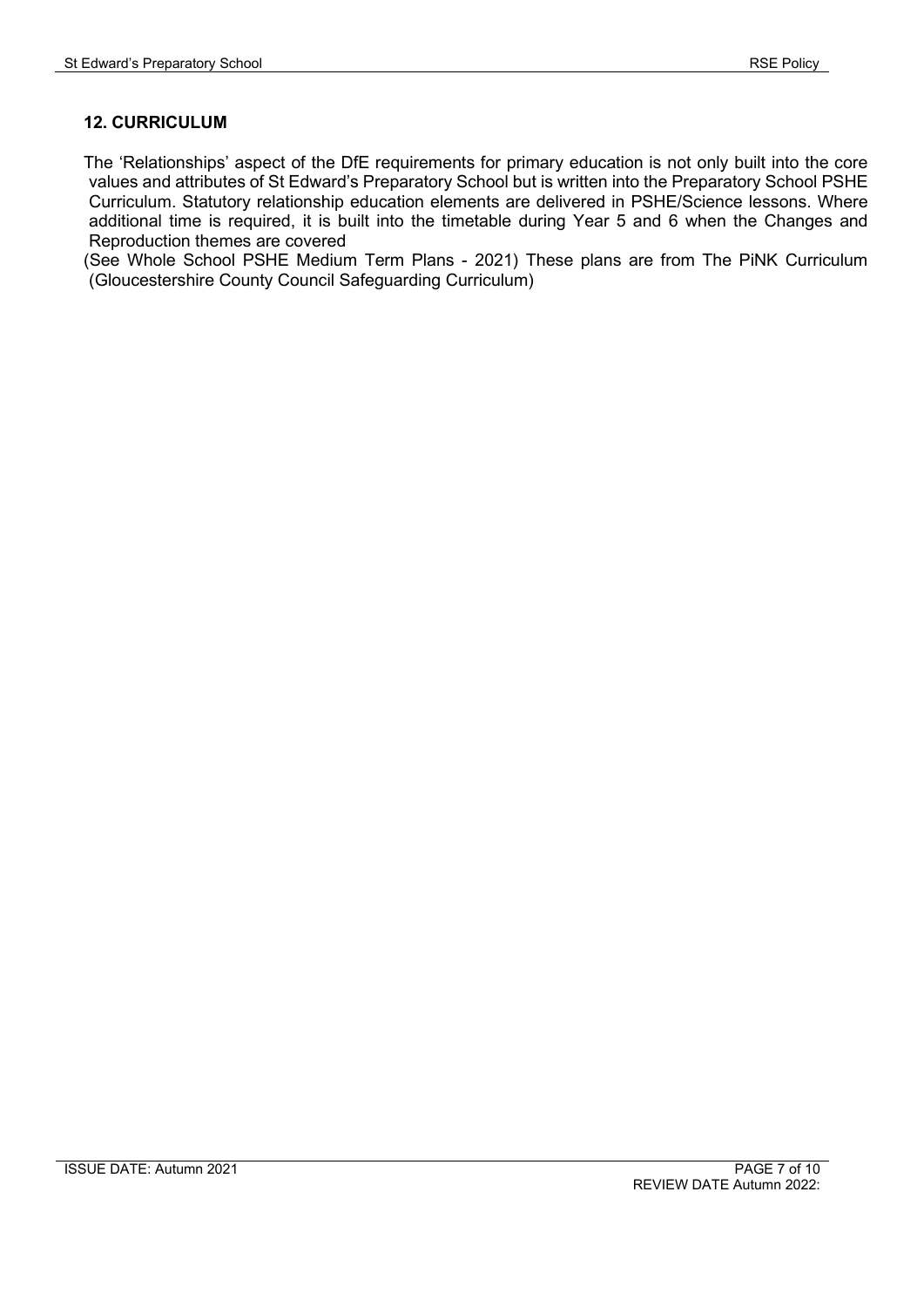## 12. CURRICULUM

The 'Relationships' aspect of the DfE requirements for primary education is not only built into the core values and attributes of St Edward's Preparatory School but is written into the Preparatory School PSHE Curriculum. Statutory relationship education elements are delivered in PSHE/Science lessons. Where additional time is required, it is built into the timetable during Year 5 and 6 when the Changes and Reproduction themes are covered

(See Whole School PSHE Medium Term Plans - 2021) These plans are from The PiNK Curriculum (Gloucestershire County Council Safeguarding Curriculum)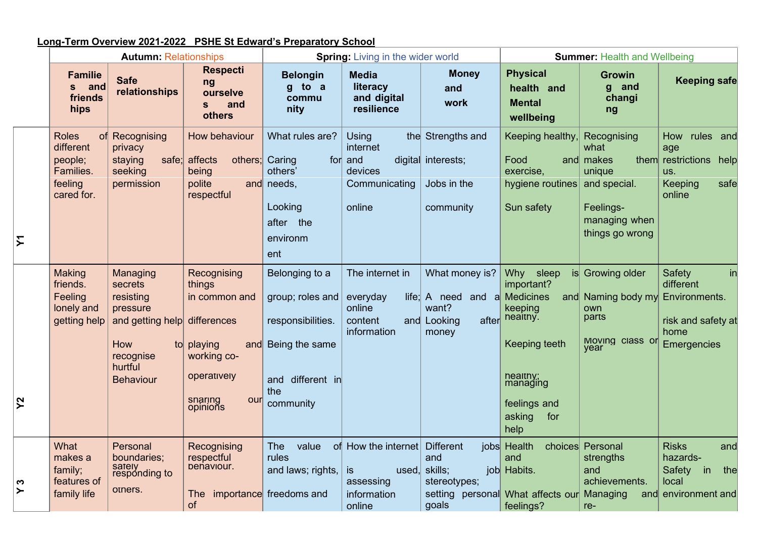**Long-Term Overview 2021-2022 PSHE St Edward's Preparatory School**

| | Autumn: Relationships | | | Spring: Living in the wider world | | | Summer: Health and Wellbeing | | |
|---|---|---|---|---|---|---|---|---|---|
| | Families and friendships | Safe relationships | Respecting ourselves and others | Belonging to a community | Media literacy and digital resilience | Money and work | Physical health and Mental wellbeing | Growing and changing | Keeping safe |
| Y1 | Roles of different people; Families. feeling cared for. | Recognising privacy staying safe; seeking permission | How behaviour affects others; being polite and respectful | What rules are? Caring for others' needs, Looking after the environment | Using the internet and digital devices Communicating online | Strengths and interests; Jobs in the community | Keeping healthy, Food and exercise, hygiene routines Sun safety | Recognising what makes them unique and special. Feelings- managing when things go wrong | How rules and age restrictions help us. Keeping safe online |
| Y2 | Making friends. Feeling lonely and getting help | Managing secrets resisting pressure and getting help How to recognise hurtful Behaviour | Recognising things in common and differences playing and working co-operatively sharing our opinions | Belonging to a group; roles and responsibilities. Being the same and different in the community | The internet in everyday life; online content and information | What money is? A need and a want? Looking after money | Why sleep is important? Medicines and keeping healthy. Keeping teeth healthy; managing feelings and asking for help | Growing older Naming body my own parts Moving class or year | Safety in different Environments. risk and safety at home Emergencies |
| Y 3 | What makes a family; features of family life | Personal boundaries; safely responding to others. | Recognising respectful behaviour. The importance of | The value of rules and laws; rights, freedoms and | How the internet is used, assessing information online | Different jobs and skills; job stereotypes; setting personal goals | Health choices and Habits. What affects our feelings? | Personal strengths and achievements. Managing and re- | Risks and hazards- Safety in the local environment and |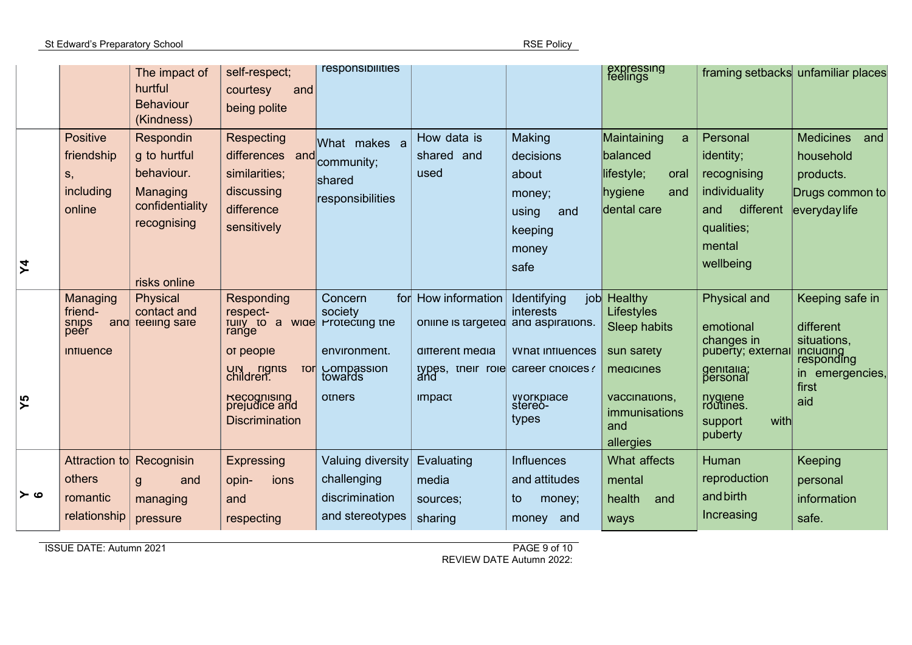| | | | | | | | | | |
|---|---|---|---|---|---|---|---|---|---|
| | | The impact of hurtful Behaviour (Kindness) | self-respect; courtesy and being polite | responsibilities | | | expressing feelings | framing setbacks | unfamiliar places |
| Y4 | Positive friendships, including online | Responding to hurtful behaviour. Managing confidentiality recognising risks online | Respecting differences and similarities; discussing difference sensitively | What makes a community; shared responsibilities | How data is shared and used | Making decisions about money; using and keeping money safe | Maintaining a balanced lifestyle; oral hygiene and dental care | Personal identity; recognising individuality and different qualities; mental wellbeing | Medicines and household products. Drugs common to everyday life |
| Y5 | Managing friendships and peer influence | Physical contact and feeling safe | Responding respectfully to a wide range of people UN rights for children. Recognising prejudice and Discrimination | Concern for society Protecting the environment. Compassion towards others | How information online is targeted different media types, their role and impact | Identifying job interests and aspirations. What influences career choices? Workplace stereo-types | Healthy Lifestyles Sleep habits sun safety medicines vaccinations, immunisations and allergies | Physical and emotional changes in puberty; external genitalia; personal hygiene routines. support with puberty | Keeping safe in different situations, including responding in emergencies, first aid |
| Y 6 | Attraction to others romantic relationship | Recognising and managing pressure | Expressing opin- ions and respecting | Valuing diversity challenging discrimination and stereotypes | Evaluating media sources; sharing | Influences and attitudes to money; money and | What affects mental health and ways | Human reproduction and birth Increasing | Keeping personal information safe. |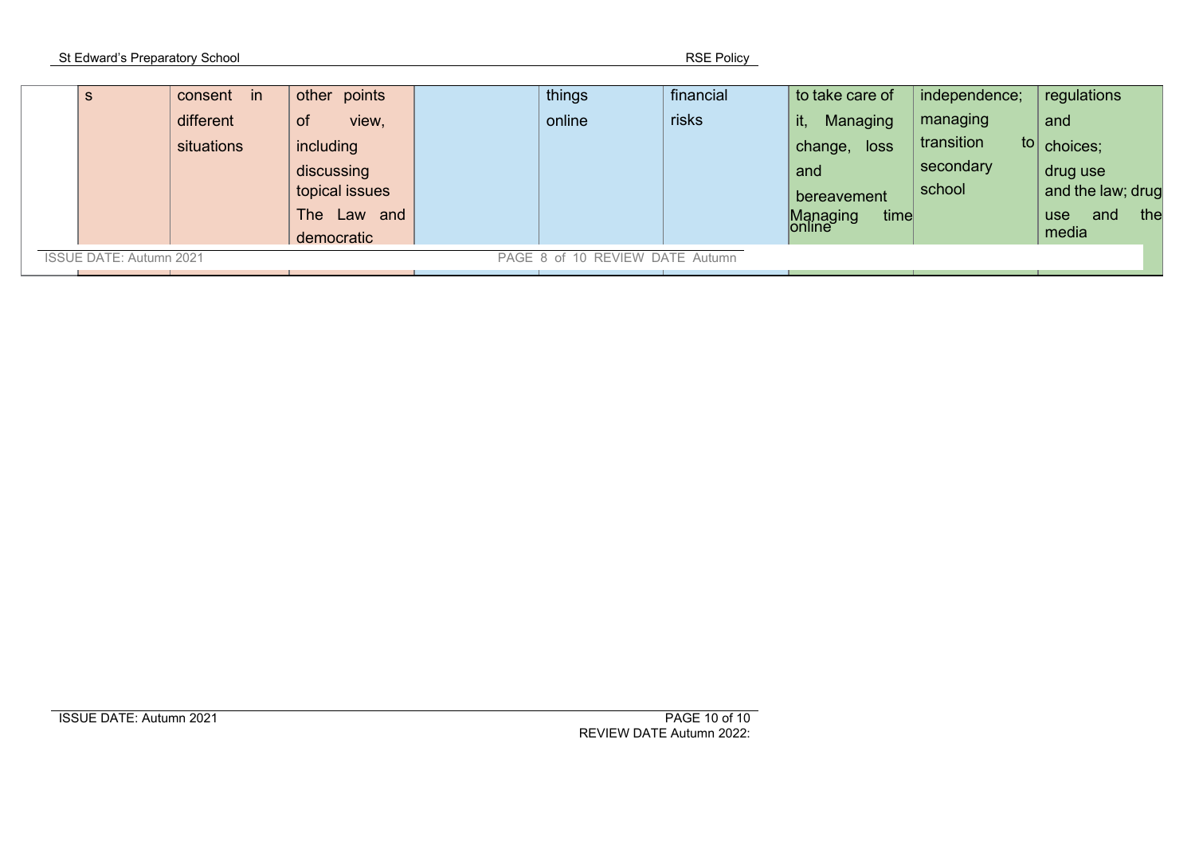| | | | | | | | | |
|---|---|---|---|---|---|---|---|---|
| s | consent in different situations | other points of view, including discussing topical issues The Law and democratic | | things online | financial risks | to take care of it, Managing change, loss and bereavement Managing time online | independence; managing transition to secondary school | regulations and choices; drug use and the law; drug use and the media |

ISSUE DATE: Autumn 2021 PAGE 8 of 10 REVIEW DATE Autumn